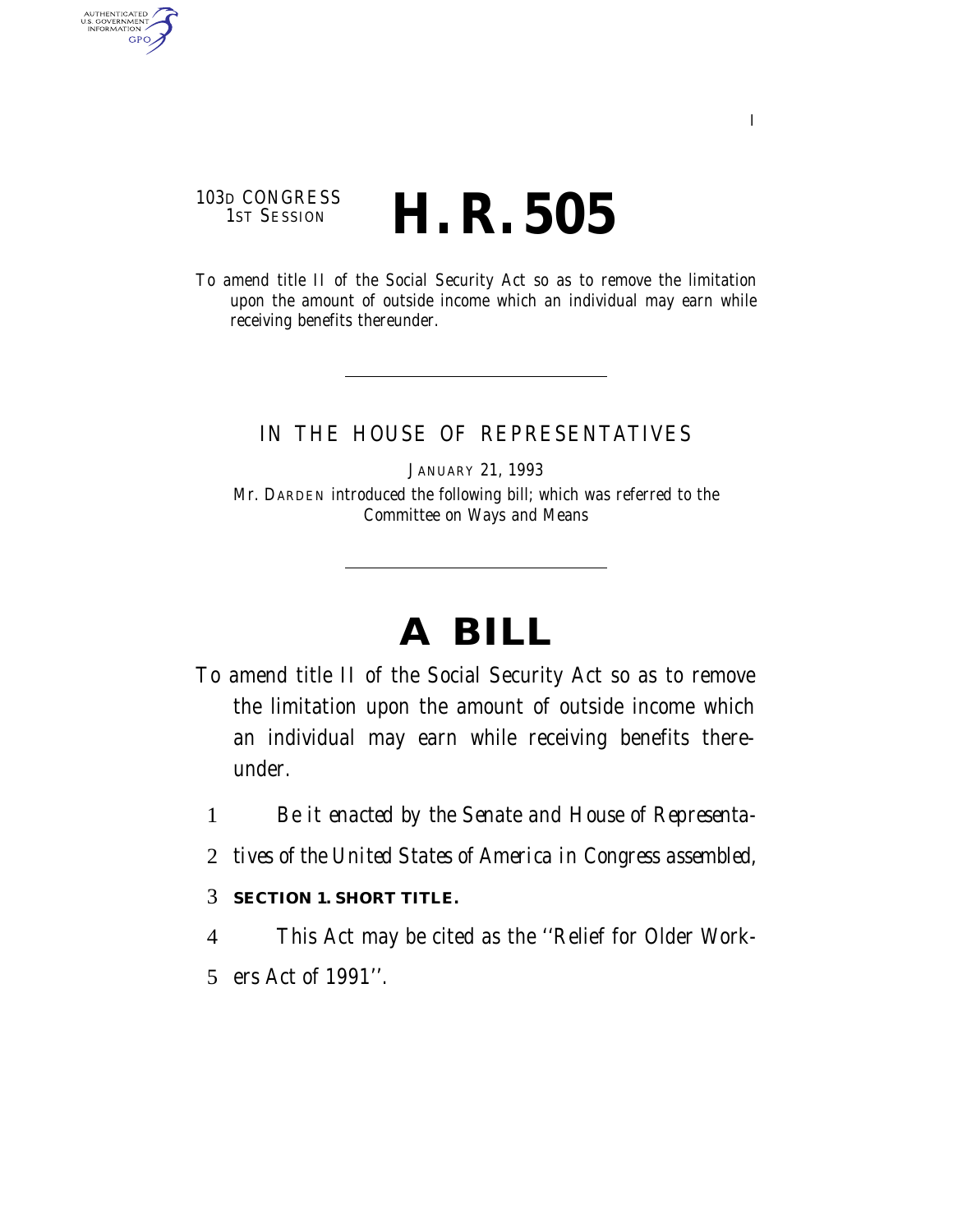103D CONGRESS
1ST SESSION

# H. R. 505

To amend title II of the Social Security Act so as to remove the limitation upon the amount of outside income which an individual may earn while receiving benefits thereunder.

---

IN THE HOUSE OF REPRESENTATIVES

JANUARY 21, 1993

Mr. DARDEN introduced the following bill; which was referred to the Committee on Ways and Means

---

# A BILL

To amend title II of the Social Security Act so as to remove the limitation upon the amount of outside income which an individual may earn while receiving benefits thereunder.

1 *Be it enacted by the Senate and House of Representa-*
2 *tives of the United States of America in Congress assembled,*

3 **SECTION 1. SHORT TITLE.**

4 This Act may be cited as the ''Relief for Older Work-
5 ers Act of 1991''.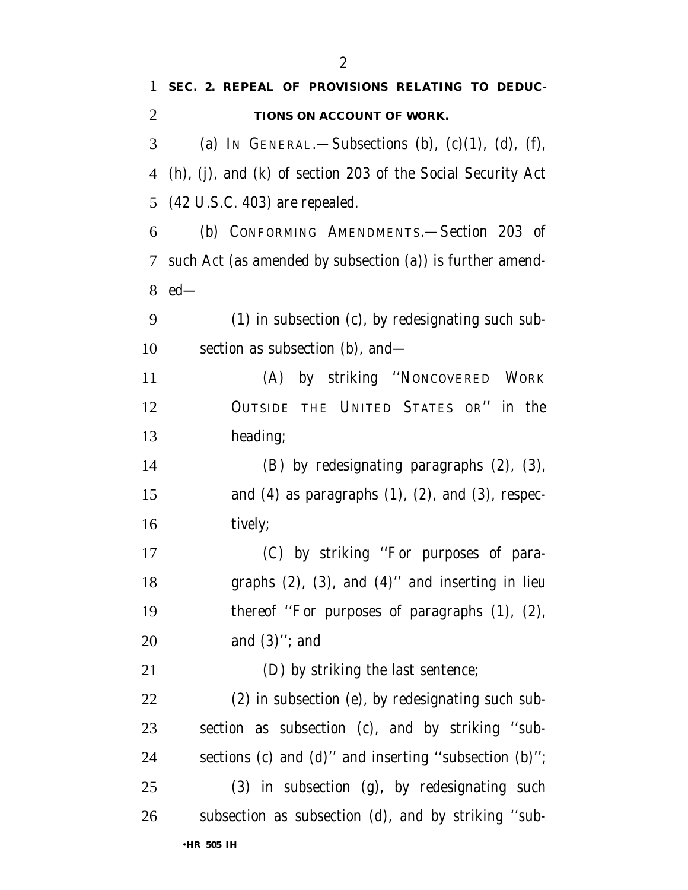**SEC. 2. REPEAL OF PROVISIONS RELATING TO DEDUCTIONS ON ACCOUNT OF WORK.**

(a) IN GENERAL.—Subsections (b), (c)(1), (d), (f), (h), (j), and (k) of section 203 of the Social Security Act (42 U.S.C. 403) are repealed.

(b) CONFORMING AMENDMENTS.—Section 203 of such Act (as amended by subsection (a)) is further amended—

(1) in subsection (c), by redesignating such subsection as subsection (b), and—

(A) by striking ''NONCOVERED WORK OUTSIDE THE UNITED STATES OR'' in the heading;

(B) by redesignating paragraphs (2), (3), and (4) as paragraphs (1), (2), and (3), respectively;

(C) by striking ''For purposes of paragraphs (2), (3), and (4)'' and inserting in lieu thereof ''For purposes of paragraphs (1), (2), and (3)''; and

(D) by striking the last sentence;

(2) in subsection (e), by redesignating such subsection as subsection (c), and by striking ''subsections (c) and (d)'' and inserting ''subsection (b)'';

(3) in subsection (g), by redesignating such subsection as subsection (d), and by striking ''sub-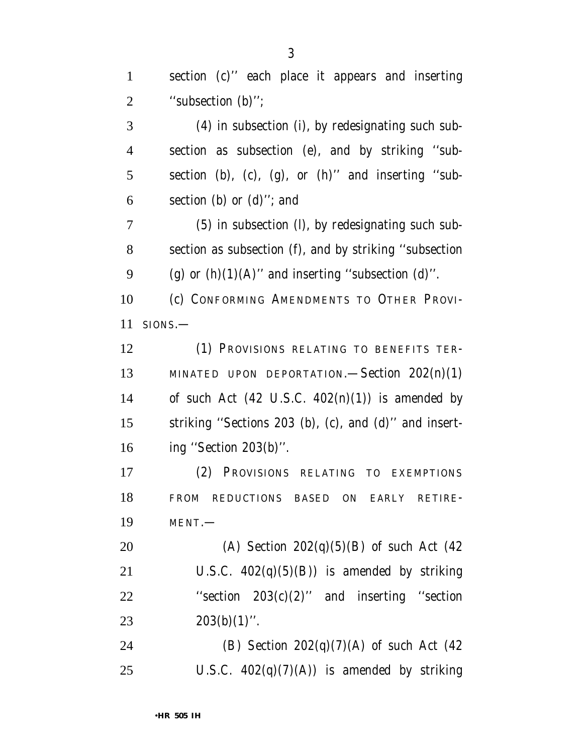section (c)'' each place it appears and inserting ''subsection (b)'';

(4) in subsection (i), by redesignating such subsection as subsection (e), and by striking ''subsection (b), (c), (g), or (h)'' and inserting ''subsection (b) or (d)''; and

(5) in subsection (l), by redesignating such subsection as subsection (f), and by striking ''subsection (g) or (h)(1)(A)'' and inserting ''subsection (d)''.

(c) CONFORMING AMENDMENTS TO OTHER PROVISIONS.—

(1) PROVISIONS RELATING TO BENEFITS TERMINATED UPON DEPORTATION.—Section 202(n)(1) of such Act (42 U.S.C. 402(n)(1)) is amended by striking ''Sections 203 (b), (c), and (d)'' and inserting ''Section 203(b)''.

(2) PROVISIONS RELATING TO EXEMPTIONS FROM REDUCTIONS BASED ON EARLY RETIREMENT.—

(A) Section 202(q)(5)(B) of such Act (42 U.S.C. 402(q)(5)(B)) is amended by striking ''section 203(c)(2)'' and inserting ''section 203(b)(1)''.

(B) Section 202(q)(7)(A) of such Act (42 U.S.C. 402(q)(7)(A)) is amended by striking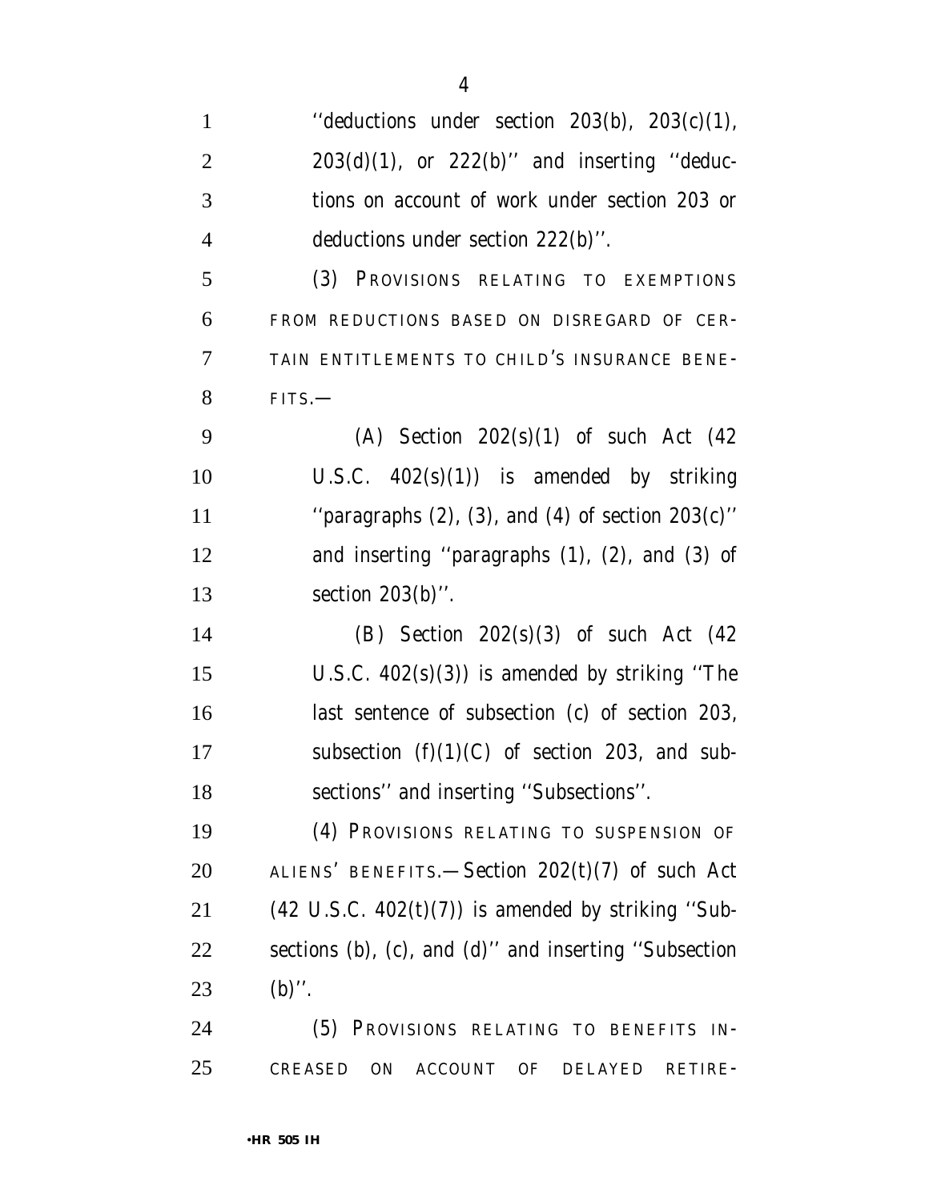''deductions under section 203(b), 203(c)(1), 203(d)(1), or 222(b)'' and inserting ''deductions on account of work under section 203 or deductions under section 222(b)''.

(3) PROVISIONS RELATING TO EXEMPTIONS FROM REDUCTIONS BASED ON DISREGARD OF CERTAIN ENTITLEMENTS TO CHILD'S INSURANCE BENEFITS.—

(A) Section 202(s)(1) of such Act (42 U.S.C. 402(s)(1)) is amended by striking ''paragraphs (2), (3), and (4) of section 203(c)'' and inserting ''paragraphs (1), (2), and (3) of section 203(b)''.

(B) Section 202(s)(3) of such Act (42 U.S.C. 402(s)(3)) is amended by striking ''The last sentence of subsection (c) of section 203, subsection (f)(1)(C) of section 203, and subsections'' and inserting ''Subsections''.

(4) PROVISIONS RELATING TO SUSPENSION OF ALIENS' BENEFITS.—Section 202(t)(7) of such Act (42 U.S.C. 402(t)(7)) is amended by striking ''Subsections (b), (c), and (d)'' and inserting ''Subsection (b)''.

(5) PROVISIONS RELATING TO BENEFITS INCREASED ON ACCOUNT OF DELAYED RETIRE-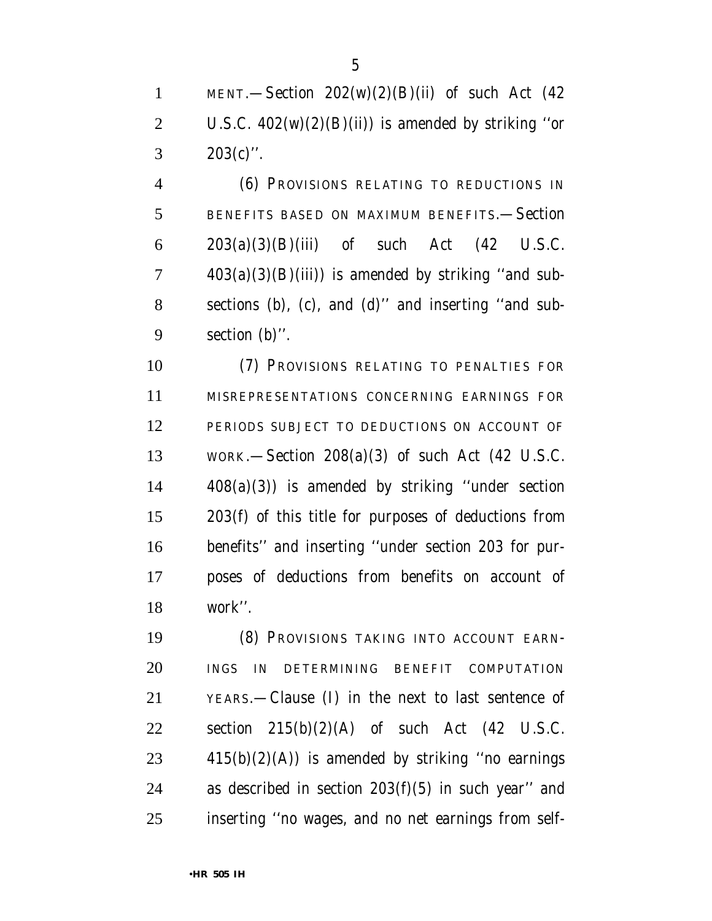MENT.—Section 202(w)(2)(B)(ii) of such Act (42 U.S.C. 402(w)(2)(B)(ii)) is amended by striking ''or 203(c)''.

(6) PROVISIONS RELATING TO REDUCTIONS IN BENEFITS BASED ON MAXIMUM BENEFITS.—Section 203(a)(3)(B)(iii) of such Act (42 U.S.C. 403(a)(3)(B)(iii)) is amended by striking ''and subsections (b), (c), and (d)'' and inserting ''and subsection (b)''.

(7) PROVISIONS RELATING TO PENALTIES FOR MISREPRESENTATIONS CONCERNING EARNINGS FOR PERIODS SUBJECT TO DEDUCTIONS ON ACCOUNT OF WORK.—Section 208(a)(3) of such Act (42 U.S.C. 408(a)(3)) is amended by striking ''under section 203(f) of this title for purposes of deductions from benefits'' and inserting ''under section 203 for purposes of deductions from benefits on account of work''.

(8) PROVISIONS TAKING INTO ACCOUNT EARNINGS IN DETERMINING BENEFIT COMPUTATION YEARS.—Clause (I) in the next to last sentence of section 215(b)(2)(A) of such Act (42 U.S.C. 415(b)(2)(A)) is amended by striking ''no earnings as described in section 203(f)(5) in such year'' and inserting ''no wages, and no net earnings from self-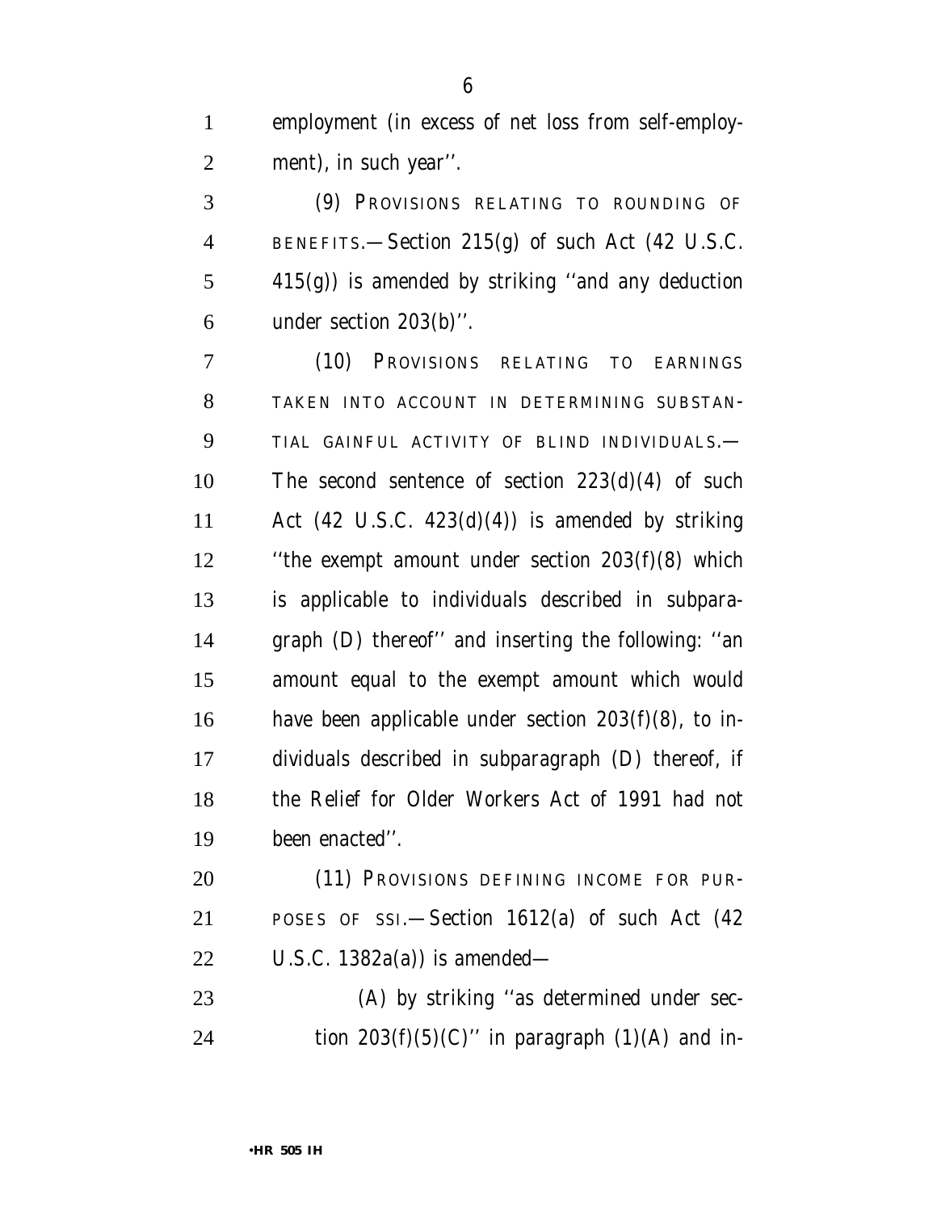employment (in excess of net loss from self-employment), in such year''.

(9) PROVISIONS RELATING TO ROUNDING OF BENEFITS.—Section 215(g) of such Act (42 U.S.C. 415(g)) is amended by striking ''and any deduction under section 203(b)''.

(10) PROVISIONS RELATING TO EARNINGS TAKEN INTO ACCOUNT IN DETERMINING SUBSTANTIAL GAINFUL ACTIVITY OF BLIND INDIVIDUALS.—The second sentence of section 223(d)(4) of such Act (42 U.S.C. 423(d)(4)) is amended by striking ''the exempt amount under section 203(f)(8) which is applicable to individuals described in subparagraph (D) thereof'' and inserting the following: ''an amount equal to the exempt amount which would have been applicable under section 203(f)(8), to individuals described in subparagraph (D) thereof, if the Relief for Older Workers Act of 1991 had not been enacted''.

(11) PROVISIONS DEFINING INCOME FOR PURPOSES OF SSI.—Section 1612(a) of such Act (42 U.S.C. 1382a(a)) is amended—

(A) by striking ''as determined under section 203(f)(5)(C)'' in paragraph (1)(A) and in-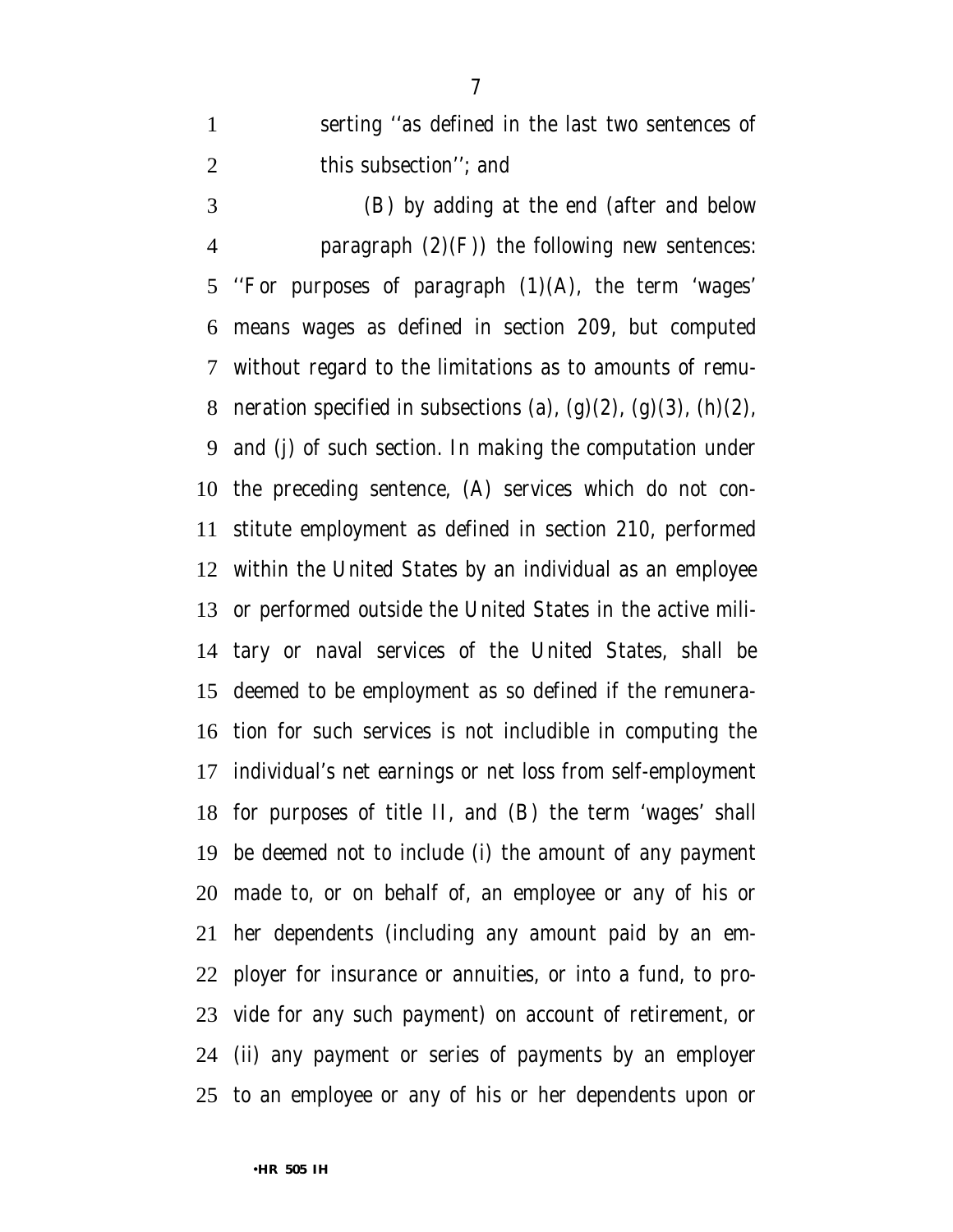serting ''as defined in the last two sentences of this subsection''; and

(B) by adding at the end (after and below paragraph (2)(F)) the following new sentences: ''For purposes of paragraph (1)(A), the term 'wages' means wages as defined in section 209, but computed without regard to the limitations as to amounts of remuneration specified in subsections (a), (g)(2), (g)(3), (h)(2), and (j) of such section. In making the computation under the preceding sentence, (A) services which do not constitute employment as defined in section 210, performed within the United States by an individual as an employee or performed outside the United States in the active military or naval services of the United States, shall be deemed to be employment as so defined if the remuneration for such services is not includible in computing the individual's net earnings or net loss from self-employment for purposes of title II, and (B) the term 'wages' shall be deemed not to include (i) the amount of any payment made to, or on behalf of, an employee or any of his or her dependents (including any amount paid by an employer for insurance or annuities, or into a fund, to provide for any such payment) on account of retirement, or (ii) any payment or series of payments by an employer to an employee or any of his or her dependents upon or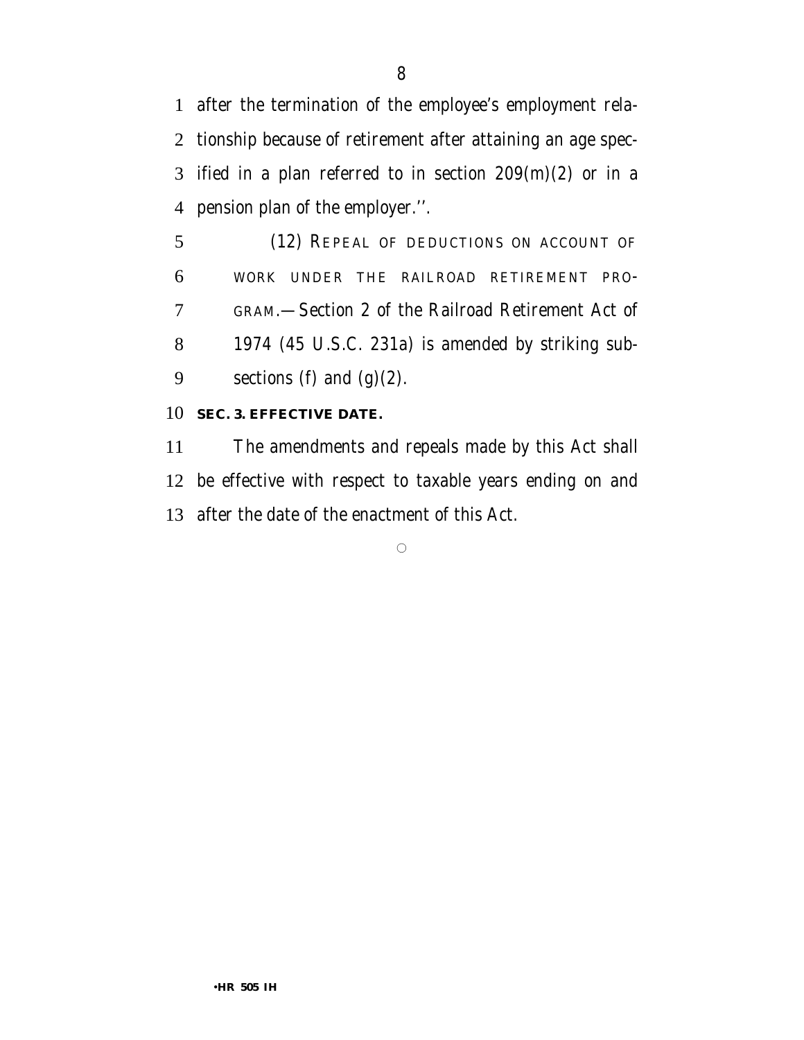after the termination of the employee's employment relationship because of retirement after attaining an age specified in a plan referred to in section 209(m)(2) or in a pension plan of the employer.''.

(12) REPEAL OF DEDUCTIONS ON ACCOUNT OF WORK UNDER THE RAILROAD RETIREMENT PROGRAM.—Section 2 of the Railroad Retirement Act of 1974 (45 U.S.C. 231a) is amended by striking subsections (f) and (g)(2).

**SEC. 3. EFFECTIVE DATE.**

The amendments and repeals made by this Act shall be effective with respect to taxable years ending on and after the date of the enactment of this Act.

○